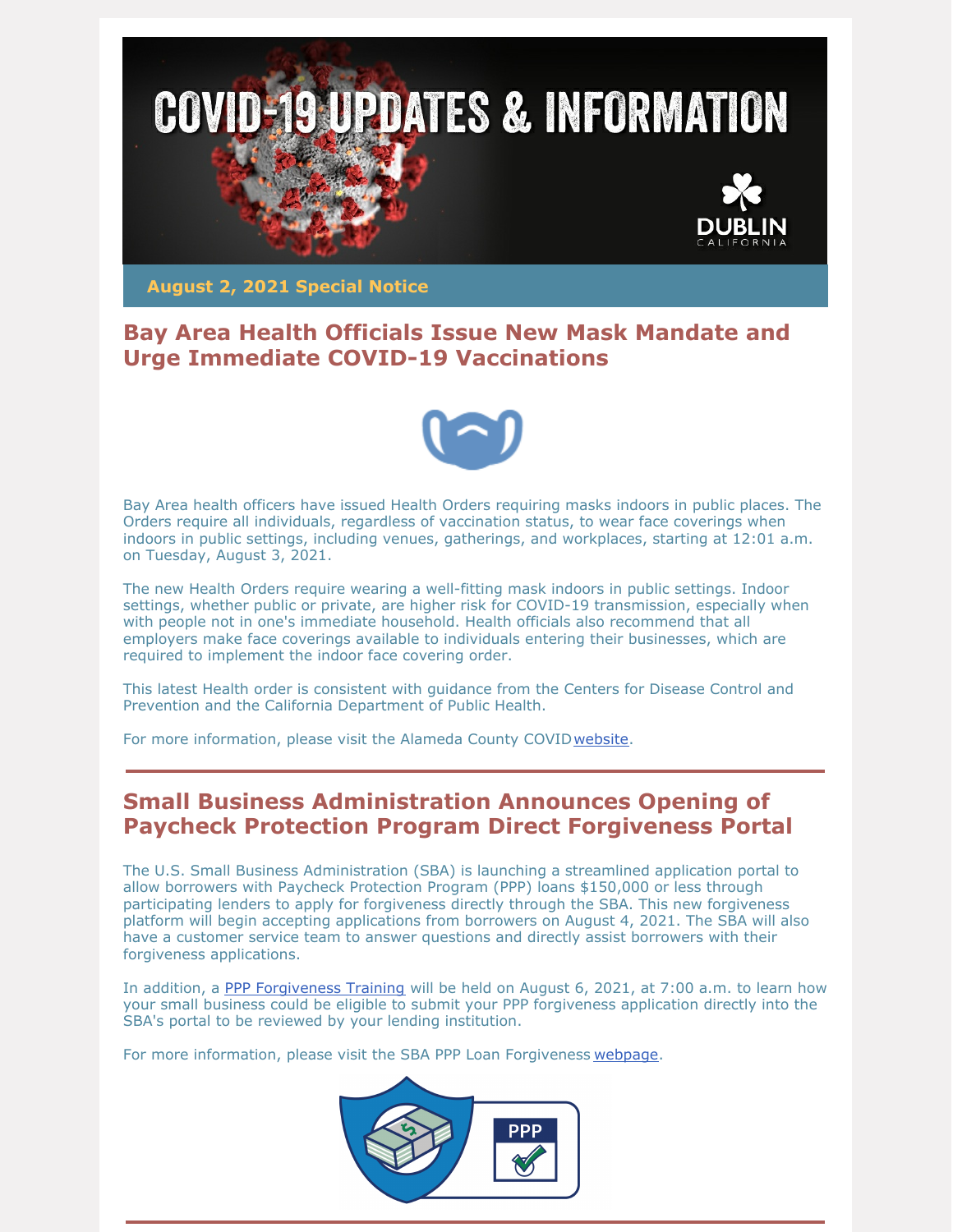# COVID-19 UPDATES & INFORMATION

**August 2, 2021 Special Notice**

## Bay Area Health Officials Issue New Mask Mandate and Urge Immediate COVID-19 Vaccinations

Bay Area health officers have issued Health Orders requiring masks indoors in public places. The Orders require all individuals, regardless of vaccination status, to wear face coverings when indoors in public settings, including venues, gatherings, and workplaces, starting at 12:01 a.m. on Tuesday, August 3, 2021.

The new Health Orders require wearing a well-fitting mask indoors in public settings. Indoor settings, whether public or private, are higher risk for COVID-19 transmission, especially when with people not in one's immediate household. Health officials also recommend that all employers make face coverings available to individuals entering their businesses, which are required to implement the indoor face covering order.

This latest Health order is consistent with guidance from the Centers for Disease Control and Prevention and the California Department of Public Health.

For more information, please visit the Alameda County COVID website.

---

## Small Business Administration Announces Opening of Paycheck Protection Program Direct Forgiveness Portal

The U.S. Small Business Administration (SBA) is launching a streamlined application portal to allow borrowers with Paycheck Protection Program (PPP) loans $150,000 or less through participating lenders to apply for forgiveness directly through the SBA. This new forgiveness platform will begin accepting applications from borrowers on August 4, 2021. The SBA will also have a customer service team to answer questions and directly assist borrowers with their forgiveness applications.

In addition, a PPP Forgiveness Training will be held on August 6, 2021, at 7:00 a.m. to learn how your small business could be eligible to submit your PPP forgiveness application directly into the SBA's portal to be reviewed by your lending institution.

For more information, please visit the SBA PPP Loan Forgiveness webpage.

---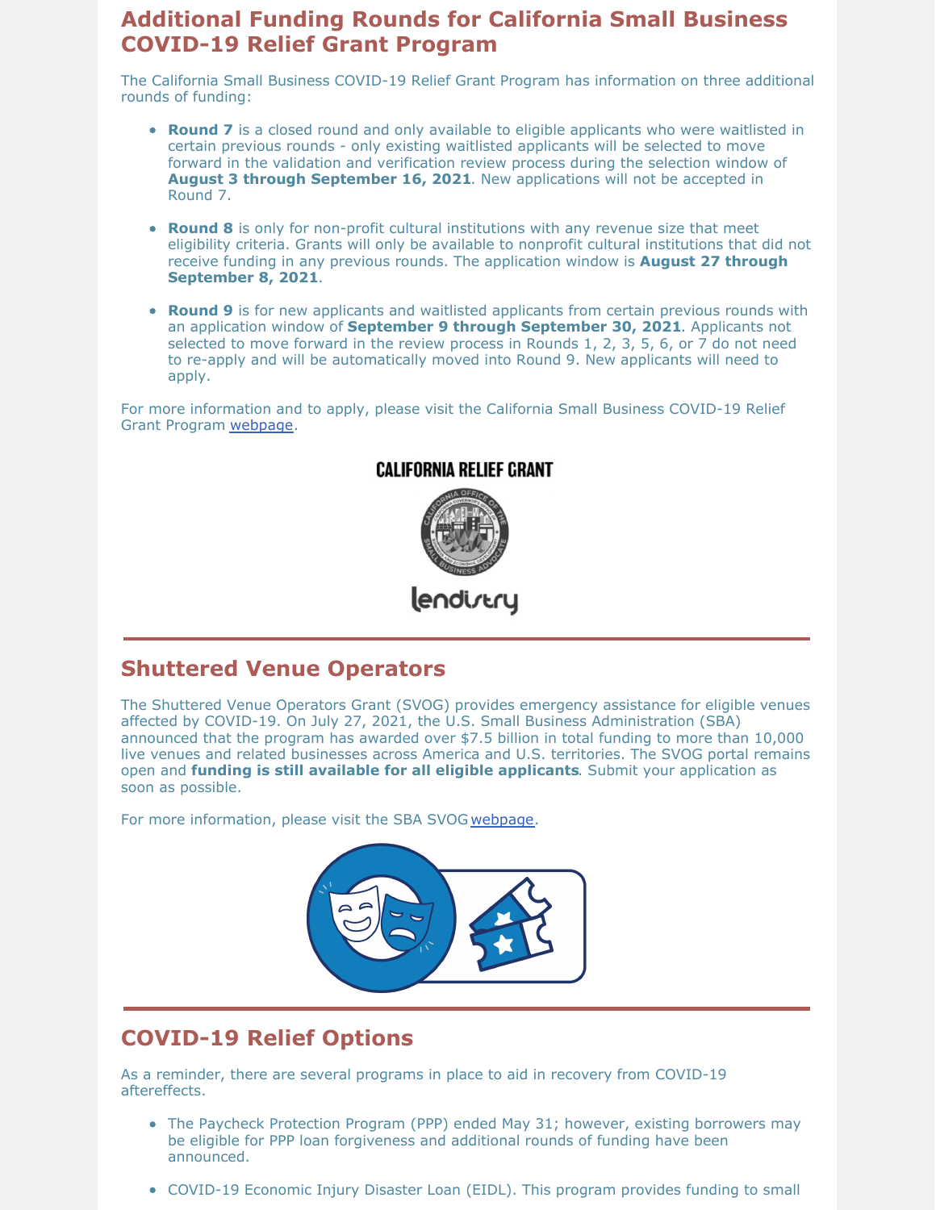## Additional Funding Rounds for California Small Business COVID-19 Relief Grant Program

The California Small Business COVID-19 Relief Grant Program has information on three additional rounds of funding:

- **Round 7** is a closed round and only available to eligible applicants who were waitlisted in certain previous rounds - only existing waitlisted applicants will be selected to move forward in the validation and verification review process during the selection window of **August 3 through September 16, 2021**. New applications will not be accepted in Round 7.
- **Round 8** is only for non-profit cultural institutions with any revenue size that meet eligibility criteria. Grants will only be available to nonprofit cultural institutions that did not receive funding in any previous rounds. The application window is **August 27 through September 8, 2021**.
- **Round 9** is for new applicants and waitlisted applicants from certain previous rounds with an application window of **September 9 through September 30, 2021**. Applicants not selected to move forward in the review process in Rounds 1, 2, 3, 5, 6, or 7 do not need to re-apply and will be automatically moved into Round 9. New applicants will need to apply.

For more information and to apply, please visit the California Small Business COVID-19 Relief Grant Program webpage.

CALIFORNIA RELIEF GRANT

lendistry

## Shuttered Venue Operators

The Shuttered Venue Operators Grant (SVOG) provides emergency assistance for eligible venues affected by COVID-19. On July 27, 2021, the U.S. Small Business Administration (SBA) announced that the program has awarded over $7.5 billion in total funding to more than 10,000 live venues and related businesses across America and U.S. territories. The SVOG portal remains open and **funding is still available for all eligible applicants**. Submit your application as soon as possible.

For more information, please visit the SBA SVOG webpage.

## COVID-19 Relief Options

As a reminder, there are several programs in place to aid in recovery from COVID-19 aftereffects.

- The Paycheck Protection Program (PPP) ended May 31; however, existing borrowers may be eligible for PPP loan forgiveness and additional rounds of funding have been announced.
- COVID-19 Economic Injury Disaster Loan (EIDL). This program provides funding to small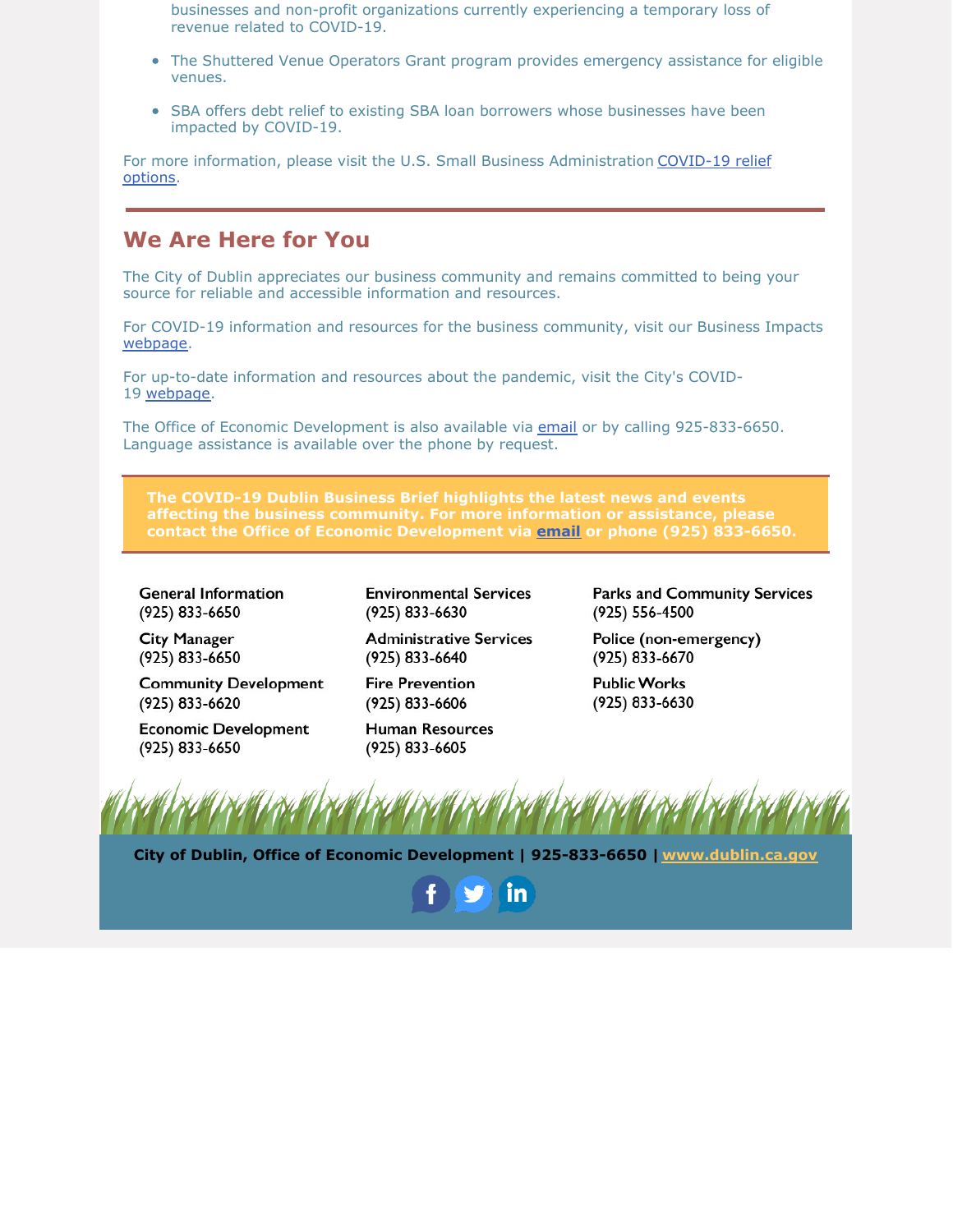businesses and non-profit organizations currently experiencing a temporary loss of revenue related to COVID-19.

- The Shuttered Venue Operators Grant program provides emergency assistance for eligible venues.
- SBA offers debt relief to existing SBA loan borrowers whose businesses have been impacted by COVID-19.

For more information, please visit the U.S. Small Business Administration COVID-19 relief options.

## We Are Here for You

The City of Dublin appreciates our business community and remains committed to being your source for reliable and accessible information and resources.

For COVID-19 information and resources for the business community, visit our Business Impacts webpage.

For up-to-date information and resources about the pandemic, visit the City's COVID-19 webpage.

The Office of Economic Development is also available via email or by calling 925-833-6650. Language assistance is available over the phone by request.

**The COVID-19 Dublin Business Brief highlights the latest news and events affecting the business community. For more information or assistance, please contact the Office of Economic Development via email or phone (925) 833-6650.**

General Information
(925) 833-6650

City Manager
(925) 833-6650

Community Development
(925) 833-6620

Economic Development
(925) 833-6650

Environmental Services
(925) 833-6630

Administrative Services
(925) 833-6640

Fire Prevention
(925) 833-6606

Human Resources
(925) 833-6605

Parks and Community Services
(925) 556-4500

Police (non-emergency)
(925) 833-6670

Public Works
(925) 833-6630

**City of Dublin, Office of Economic Development | 925-833-6650 | www.dublin.ca.gov**